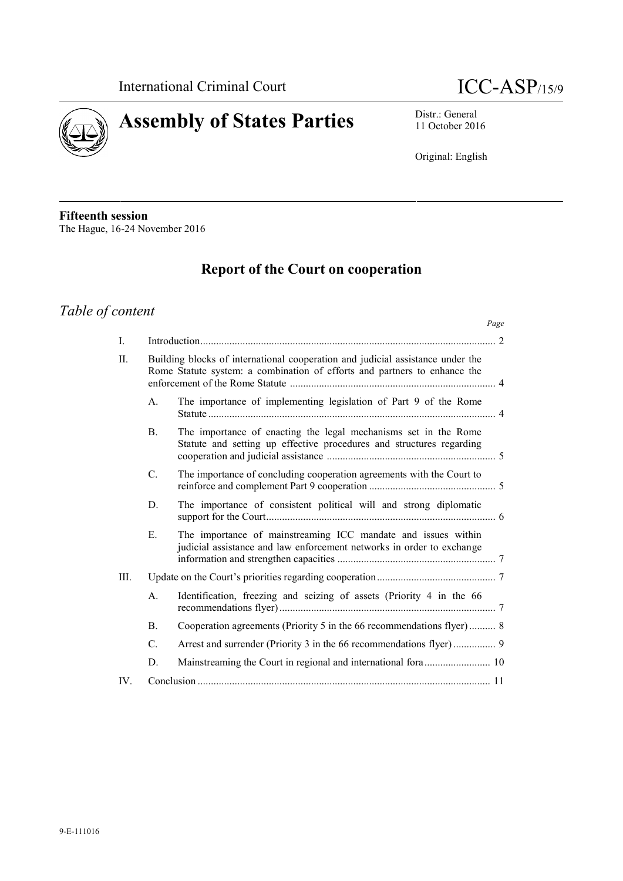International Criminal Court

ICC-ASP/15/9

# Assembly of States Parties

Distr.: General
11 October 2016

Original: English

**Fifteenth session**
The Hague, 16-24 November 2016

## Report of the Court on cooperation

## *Table of content*

| | | | *Page* |
|---|---|---|---|
| I. | Introduction | | 2 |
| II. | Building blocks of international cooperation and judicial assistance under the Rome Statute system: a combination of efforts and partners to enhance the enforcement of the Rome Statute | | 4 |
| | A. | The importance of implementing legislation of Part 9 of the Rome Statute | 4 |
| | B. | The importance of enacting the legal mechanisms set in the Rome Statute and setting up effective procedures and structures regarding cooperation and judicial assistance | 5 |
| | C. | The importance of concluding cooperation agreements with the Court to reinforce and complement Part 9 cooperation | 5 |
| | D. | The importance of consistent political will and strong diplomatic support for the Court | 6 |
| | E. | The importance of mainstreaming ICC mandate and issues within judicial assistance and law enforcement networks in order to exchange information and strengthen capacities | 7 |
| III. | Update on the Court's priorities regarding cooperation | | 7 |
| | A. | Identification, freezing and seizing of assets (Priority 4 in the 66 recommendations flyer) | 7 |
| | B. | Cooperation agreements (Priority 5 in the 66 recommendations flyer) | 8 |
| | C. | Arrest and surrender (Priority 3 in the 66 recommendations flyer) | 9 |
| | D. | Mainstreaming the Court in regional and international fora | 10 |
| IV. | Conclusion | | 11 |

9-E-111016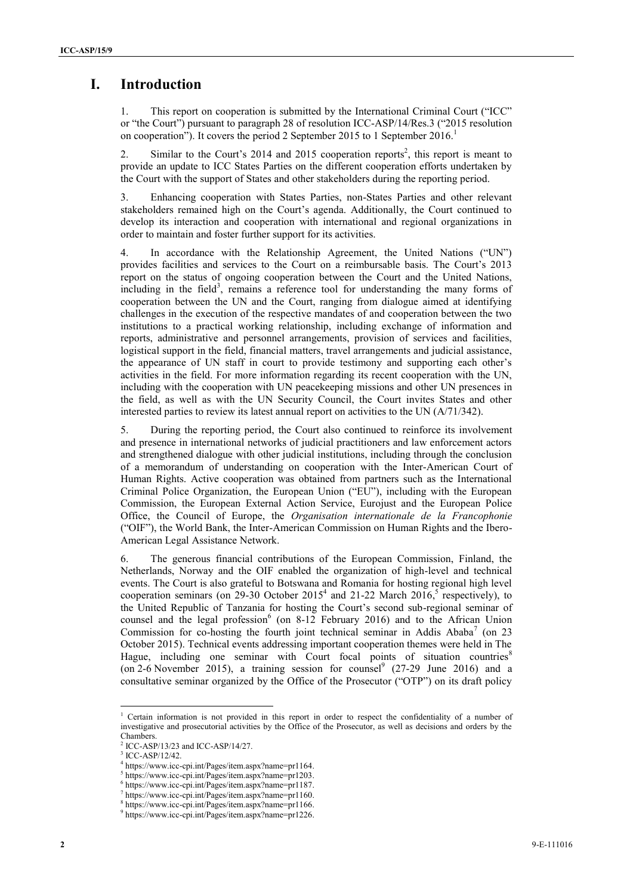# I. Introduction

1. This report on cooperation is submitted by the International Criminal Court ("ICC" or "the Court") pursuant to paragraph 28 of resolution ICC-ASP/14/Res.3 ("2015 resolution on cooperation"). It covers the period 2 September 2015 to 1 September 2016.[1]

2. Similar to the Court's 2014 and 2015 cooperation reports[2], this report is meant to provide an update to ICC States Parties on the different cooperation efforts undertaken by the Court with the support of States and other stakeholders during the reporting period.

3. Enhancing cooperation with States Parties, non-States Parties and other relevant stakeholders remained high on the Court's agenda. Additionally, the Court continued to develop its interaction and cooperation with international and regional organizations in order to maintain and foster further support for its activities.

4. In accordance with the Relationship Agreement, the United Nations ("UN") provides facilities and services to the Court on a reimbursable basis. The Court's 2013 report on the status of ongoing cooperation between the Court and the United Nations, including in the field[3], remains a reference tool for understanding the many forms of cooperation between the UN and the Court, ranging from dialogue aimed at identifying challenges in the execution of the respective mandates of and cooperation between the two institutions to a practical working relationship, including exchange of information and reports, administrative and personnel arrangements, provision of services and facilities, logistical support in the field, financial matters, travel arrangements and judicial assistance, the appearance of UN staff in court to provide testimony and supporting each other's activities in the field. For more information regarding its recent cooperation with the UN, including with the cooperation with UN peacekeeping missions and other UN presences in the field, as well as with the UN Security Council, the Court invites States and other interested parties to review its latest annual report on activities to the UN (A/71/342).

5. During the reporting period, the Court also continued to reinforce its involvement and presence in international networks of judicial practitioners and law enforcement actors and strengthened dialogue with other judicial institutions, including through the conclusion of a memorandum of understanding on cooperation with the Inter-American Court of Human Rights. Active cooperation was obtained from partners such as the International Criminal Police Organization, the European Union ("EU"), including with the European Commission, the European External Action Service, Eurojust and the European Police Office, the Council of Europe, the *Organisation internationale de la Francophonie* ("OIF"), the World Bank, the Inter-American Commission on Human Rights and the Ibero-American Legal Assistance Network.

6. The generous financial contributions of the European Commission, Finland, the Netherlands, Norway and the OIF enabled the organization of high-level and technical events. The Court is also grateful to Botswana and Romania for hosting regional high level cooperation seminars (on 29-30 October 2015[4] and 21-22 March 2016,[5] respectively), to the United Republic of Tanzania for hosting the Court's second sub-regional seminar of counsel and the legal profession[6] (on 8-12 February 2016) and to the African Union Commission for co-hosting the fourth joint technical seminar in Addis Ababa[7] (on 23 October 2015). Technical events addressing important cooperation themes were held in The Hague, including one seminar with Court focal points of situation countries[8] (on 2-6 November 2015), a training session for counsel[9] (27-29 June 2016) and a consultative seminar organized by the Office of the Prosecutor ("OTP") on its draft policy

---

[1] Certain information is not provided in this report in order to respect the confidentiality of a number of investigative and prosecutorial activities by the Office of the Prosecutor, as well as decisions and orders by the Chambers.

[2] ICC-ASP/13/23 and ICC-ASP/14/27.

[3] ICC-ASP/12/42.

[4] https://www.icc-cpi.int/Pages/item.aspx?name=pr1164.

[5] https://www.icc-cpi.int/Pages/item.aspx?name=pr1203.

[6] https://www.icc-cpi.int/Pages/item.aspx?name=pr1187.

[7] https://www.icc-cpi.int/Pages/item.aspx?name=pr1160.

[8] https://www.icc-cpi.int/Pages/item.aspx?name=pr1166.

[9] https://www.icc-cpi.int/Pages/item.aspx?name=pr1226.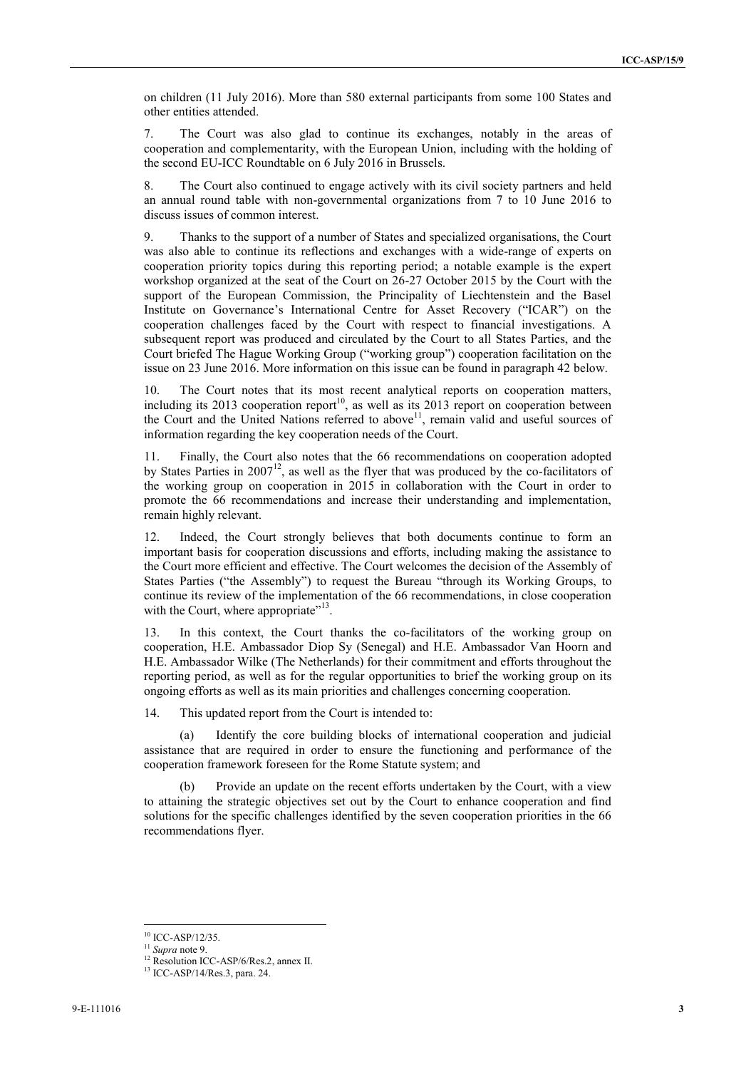on children (11 July 2016). More than 580 external participants from some 100 States and other entities attended.

7. The Court was also glad to continue its exchanges, notably in the areas of cooperation and complementarity, with the European Union, including with the holding of the second EU-ICC Roundtable on 6 July 2016 in Brussels.

8. The Court also continued to engage actively with its civil society partners and held an annual round table with non-governmental organizations from 7 to 10 June 2016 to discuss issues of common interest.

9. Thanks to the support of a number of States and specialized organisations, the Court was also able to continue its reflections and exchanges with a wide-range of experts on cooperation priority topics during this reporting period; a notable example is the expert workshop organized at the seat of the Court on 26-27 October 2015 by the Court with the support of the European Commission, the Principality of Liechtenstein and the Basel Institute on Governance's International Centre for Asset Recovery ("ICAR") on the cooperation challenges faced by the Court with respect to financial investigations. A subsequent report was produced and circulated by the Court to all States Parties, and the Court briefed The Hague Working Group ("working group") cooperation facilitation on the issue on 23 June 2016. More information on this issue can be found in paragraph 42 below.

10. The Court notes that its most recent analytical reports on cooperation matters, including its 2013 cooperation report[10], as well as its 2013 report on cooperation between the Court and the United Nations referred to above[11], remain valid and useful sources of information regarding the key cooperation needs of the Court.

11. Finally, the Court also notes that the 66 recommendations on cooperation adopted by States Parties in 2007[12], as well as the flyer that was produced by the co-facilitators of the working group on cooperation in 2015 in collaboration with the Court in order to promote the 66 recommendations and increase their understanding and implementation, remain highly relevant.

12. Indeed, the Court strongly believes that both documents continue to form an important basis for cooperation discussions and efforts, including making the assistance to the Court more efficient and effective. The Court welcomes the decision of the Assembly of States Parties ("the Assembly") to request the Bureau "through its Working Groups, to continue its review of the implementation of the 66 recommendations, in close cooperation with the Court, where appropriate"[13].

13. In this context, the Court thanks the co-facilitators of the working group on cooperation, H.E. Ambassador Diop Sy (Senegal) and H.E. Ambassador Van Hoorn and H.E. Ambassador Wilke (The Netherlands) for their commitment and efforts throughout the reporting period, as well as for the regular opportunities to brief the working group on its ongoing efforts as well as its main priorities and challenges concerning cooperation.

14. This updated report from the Court is intended to:

(a) Identify the core building blocks of international cooperation and judicial assistance that are required in order to ensure the functioning and performance of the cooperation framework foreseen for the Rome Statute system; and

(b) Provide an update on the recent efforts undertaken by the Court, with a view to attaining the strategic objectives set out by the Court to enhance cooperation and find solutions for the specific challenges identified by the seven cooperation priorities in the 66 recommendations flyer.

---

[10] ICC-ASP/12/35.

[11] *Supra* note 9.

[12] Resolution ICC-ASP/6/Res.2, annex II.

[13] ICC-ASP/14/Res.3, para. 24.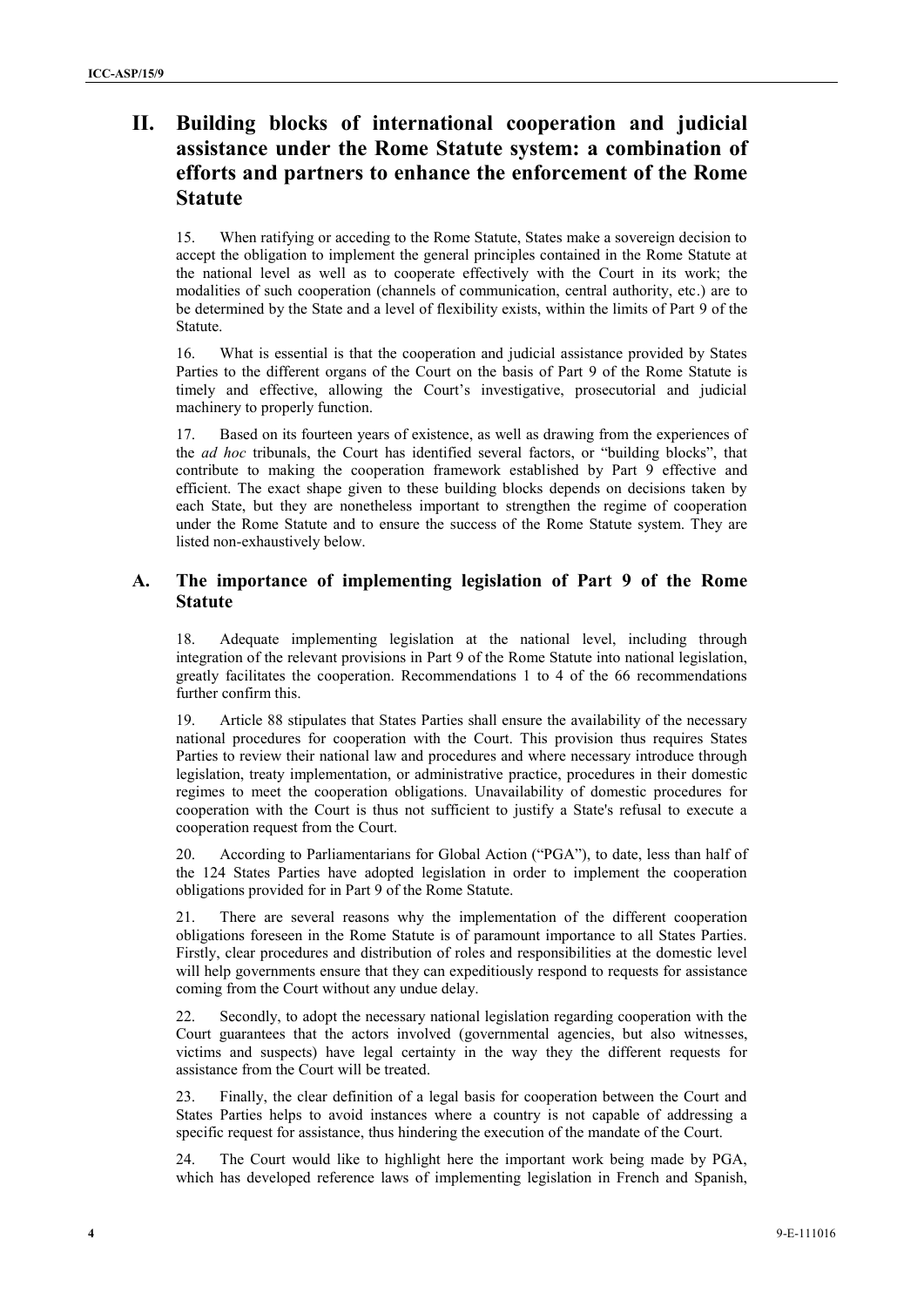# II. Building blocks of international cooperation and judicial assistance under the Rome Statute system: a combination of efforts and partners to enhance the enforcement of the Rome Statute

15. When ratifying or acceding to the Rome Statute, States make a sovereign decision to accept the obligation to implement the general principles contained in the Rome Statute at the national level as well as to cooperate effectively with the Court in its work; the modalities of such cooperation (channels of communication, central authority, etc.) are to be determined by the State and a level of flexibility exists, within the limits of Part 9 of the Statute.

16. What is essential is that the cooperation and judicial assistance provided by States Parties to the different organs of the Court on the basis of Part 9 of the Rome Statute is timely and effective, allowing the Court's investigative, prosecutorial and judicial machinery to properly function.

17. Based on its fourteen years of existence, as well as drawing from the experiences of the *ad hoc* tribunals, the Court has identified several factors, or "building blocks", that contribute to making the cooperation framework established by Part 9 effective and efficient. The exact shape given to these building blocks depends on decisions taken by each State, but they are nonetheless important to strengthen the regime of cooperation under the Rome Statute and to ensure the success of the Rome Statute system. They are listed non-exhaustively below.

## A. The importance of implementing legislation of Part 9 of the Rome Statute

18. Adequate implementing legislation at the national level, including through integration of the relevant provisions in Part 9 of the Rome Statute into national legislation, greatly facilitates the cooperation. Recommendations 1 to 4 of the 66 recommendations further confirm this.

19. Article 88 stipulates that States Parties shall ensure the availability of the necessary national procedures for cooperation with the Court. This provision thus requires States Parties to review their national law and procedures and where necessary introduce through legislation, treaty implementation, or administrative practice, procedures in their domestic regimes to meet the cooperation obligations. Unavailability of domestic procedures for cooperation with the Court is thus not sufficient to justify a State's refusal to execute a cooperation request from the Court.

20. According to Parliamentarians for Global Action ("PGA"), to date, less than half of the 124 States Parties have adopted legislation in order to implement the cooperation obligations provided for in Part 9 of the Rome Statute.

21. There are several reasons why the implementation of the different cooperation obligations foreseen in the Rome Statute is of paramount importance to all States Parties. Firstly, clear procedures and distribution of roles and responsibilities at the domestic level will help governments ensure that they can expeditiously respond to requests for assistance coming from the Court without any undue delay.

22. Secondly, to adopt the necessary national legislation regarding cooperation with the Court guarantees that the actors involved (governmental agencies, but also witnesses, victims and suspects) have legal certainty in the way they the different requests for assistance from the Court will be treated.

23. Finally, the clear definition of a legal basis for cooperation between the Court and States Parties helps to avoid instances where a country is not capable of addressing a specific request for assistance, thus hindering the execution of the mandate of the Court.

24. The Court would like to highlight here the important work being made by PGA, which has developed reference laws of implementing legislation in French and Spanish,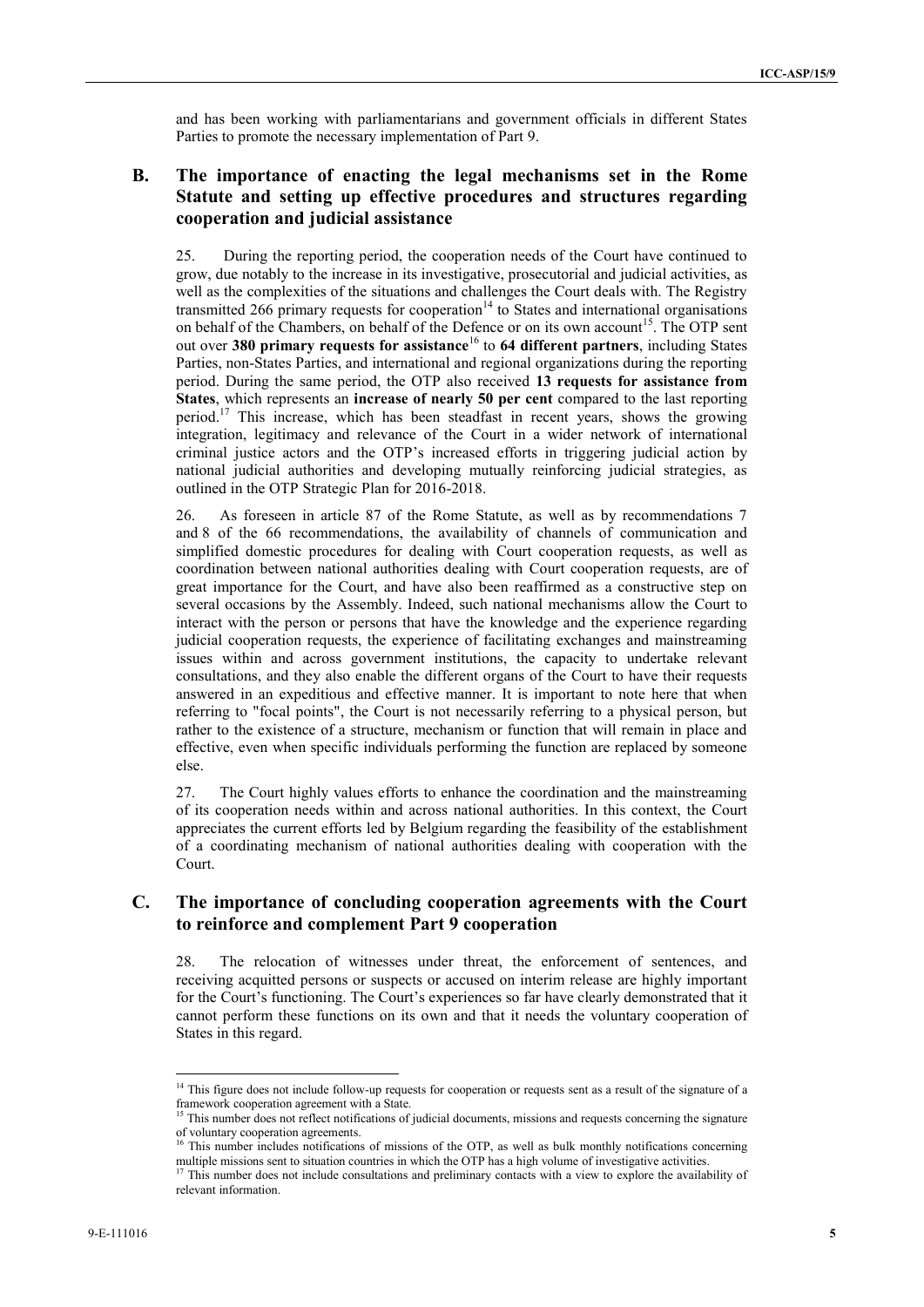and has been working with parliamentarians and government officials in different States Parties to promote the necessary implementation of Part 9.

## B. The importance of enacting the legal mechanisms set in the Rome Statute and setting up effective procedures and structures regarding cooperation and judicial assistance

25. During the reporting period, the cooperation needs of the Court have continued to grow, due notably to the increase in its investigative, prosecutorial and judicial activities, as well as the complexities of the situations and challenges the Court deals with. The Registry transmitted 266 primary requests for cooperation[14] to States and international organisations on behalf of the Chambers, on behalf of the Defence or on its own account[15]. The OTP sent out over **380 primary requests for assistance**[16] to **64 different partners**, including States Parties, non-States Parties, and international and regional organizations during the reporting period. During the same period, the OTP also received **13 requests for assistance from States**, which represents an **increase of nearly 50 per cent** compared to the last reporting period.[17] This increase, which has been steadfast in recent years, shows the growing integration, legitimacy and relevance of the Court in a wider network of international criminal justice actors and the OTP's increased efforts in triggering judicial action by national judicial authorities and developing mutually reinforcing judicial strategies, as outlined in the OTP Strategic Plan for 2016-2018.

26. As foreseen in article 87 of the Rome Statute, as well as by recommendations 7 and 8 of the 66 recommendations, the availability of channels of communication and simplified domestic procedures for dealing with Court cooperation requests, as well as coordination between national authorities dealing with Court cooperation requests, are of great importance for the Court, and have also been reaffirmed as a constructive step on several occasions by the Assembly. Indeed, such national mechanisms allow the Court to interact with the person or persons that have the knowledge and the experience regarding judicial cooperation requests, the experience of facilitating exchanges and mainstreaming issues within and across government institutions, the capacity to undertake relevant consultations, and they also enable the different organs of the Court to have their requests answered in an expeditious and effective manner. It is important to note here that when referring to "focal points", the Court is not necessarily referring to a physical person, but rather to the existence of a structure, mechanism or function that will remain in place and effective, even when specific individuals performing the function are replaced by someone else.

27. The Court highly values efforts to enhance the coordination and the mainstreaming of its cooperation needs within and across national authorities. In this context, the Court appreciates the current efforts led by Belgium regarding the feasibility of the establishment of a coordinating mechanism of national authorities dealing with cooperation with the Court.

## C. The importance of concluding cooperation agreements with the Court to reinforce and complement Part 9 cooperation

28. The relocation of witnesses under threat, the enforcement of sentences, and receiving acquitted persons or suspects or accused on interim release are highly important for the Court's functioning. The Court's experiences so far have clearly demonstrated that it cannot perform these functions on its own and that it needs the voluntary cooperation of States in this regard.

---

[14] This figure does not include follow-up requests for cooperation or requests sent as a result of the signature of a framework cooperation agreement with a State.

[15] This number does not reflect notifications of judicial documents, missions and requests concerning the signature of voluntary cooperation agreements.

[16] This number includes notifications of missions of the OTP, as well as bulk monthly notifications concerning multiple missions sent to situation countries in which the OTP has a high volume of investigative activities.

[17] This number does not include consultations and preliminary contacts with a view to explore the availability of relevant information.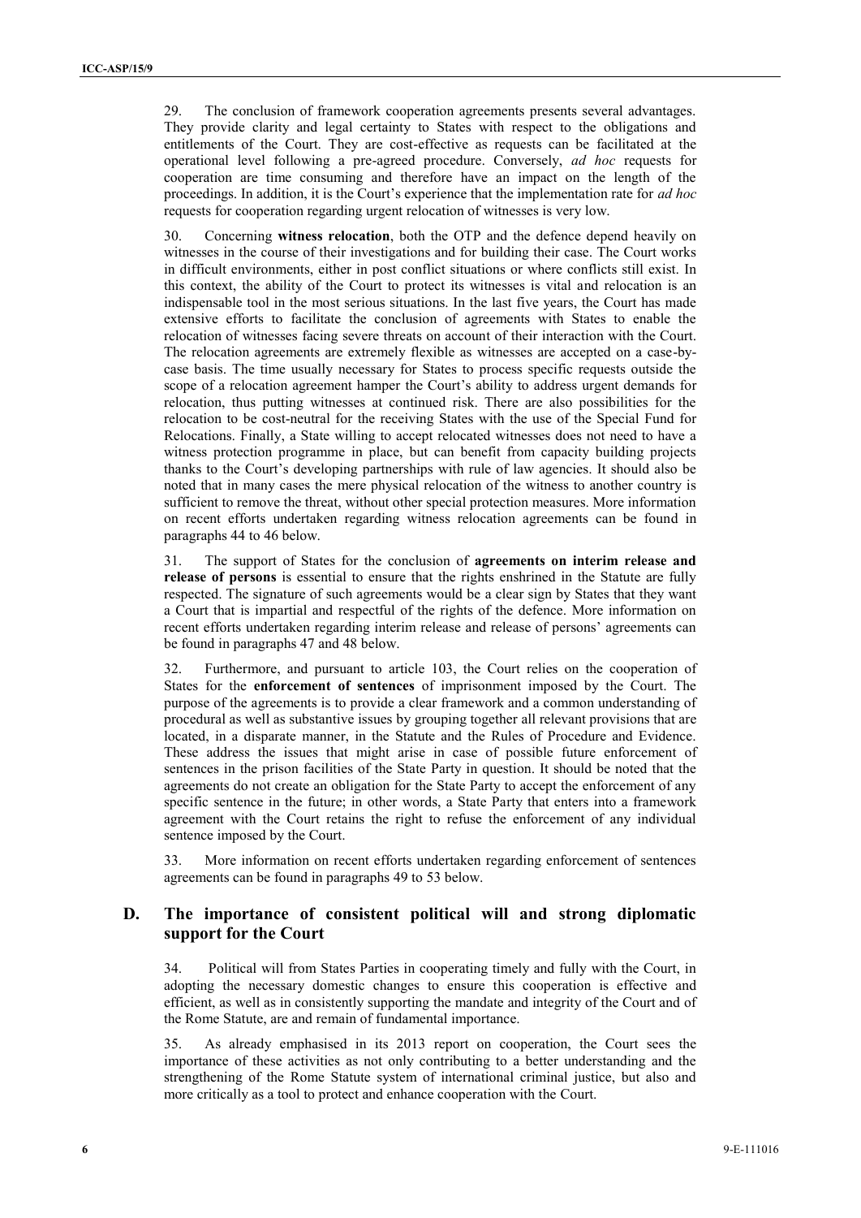29. The conclusion of framework cooperation agreements presents several advantages. They provide clarity and legal certainty to States with respect to the obligations and entitlements of the Court. They are cost-effective as requests can be facilitated at the operational level following a pre-agreed procedure. Conversely, *ad hoc* requests for cooperation are time consuming and therefore have an impact on the length of the proceedings. In addition, it is the Court's experience that the implementation rate for *ad hoc* requests for cooperation regarding urgent relocation of witnesses is very low.

30. Concerning **witness relocation**, both the OTP and the defence depend heavily on witnesses in the course of their investigations and for building their case. The Court works in difficult environments, either in post conflict situations or where conflicts still exist. In this context, the ability of the Court to protect its witnesses is vital and relocation is an indispensable tool in the most serious situations. In the last five years, the Court has made extensive efforts to facilitate the conclusion of agreements with States to enable the relocation of witnesses facing severe threats on account of their interaction with the Court. The relocation agreements are extremely flexible as witnesses are accepted on a case-by-case basis. The time usually necessary for States to process specific requests outside the scope of a relocation agreement hamper the Court's ability to address urgent demands for relocation, thus putting witnesses at continued risk. There are also possibilities for the relocation to be cost-neutral for the receiving States with the use of the Special Fund for Relocations. Finally, a State willing to accept relocated witnesses does not need to have a witness protection programme in place, but can benefit from capacity building projects thanks to the Court's developing partnerships with rule of law agencies. It should also be noted that in many cases the mere physical relocation of the witness to another country is sufficient to remove the threat, without other special protection measures. More information on recent efforts undertaken regarding witness relocation agreements can be found in paragraphs 44 to 46 below.

31. The support of States for the conclusion of **agreements on interim release and release of persons** is essential to ensure that the rights enshrined in the Statute are fully respected. The signature of such agreements would be a clear sign by States that they want a Court that is impartial and respectful of the rights of the defence. More information on recent efforts undertaken regarding interim release and release of persons' agreements can be found in paragraphs 47 and 48 below.

32. Furthermore, and pursuant to article 103, the Court relies on the cooperation of States for the **enforcement of sentences** of imprisonment imposed by the Court. The purpose of the agreements is to provide a clear framework and a common understanding of procedural as well as substantive issues by grouping together all relevant provisions that are located, in a disparate manner, in the Statute and the Rules of Procedure and Evidence. These address the issues that might arise in case of possible future enforcement of sentences in the prison facilities of the State Party in question. It should be noted that the agreements do not create an obligation for the State Party to accept the enforcement of any specific sentence in the future; in other words, a State Party that enters into a framework agreement with the Court retains the right to refuse the enforcement of any individual sentence imposed by the Court.

33. More information on recent efforts undertaken regarding enforcement of sentences agreements can be found in paragraphs 49 to 53 below.

## D. The importance of consistent political will and strong diplomatic support for the Court

34. Political will from States Parties in cooperating timely and fully with the Court, in adopting the necessary domestic changes to ensure this cooperation is effective and efficient, as well as in consistently supporting the mandate and integrity of the Court and of the Rome Statute, are and remain of fundamental importance.

35. As already emphasised in its 2013 report on cooperation, the Court sees the importance of these activities as not only contributing to a better understanding and the strengthening of the Rome Statute system of international criminal justice, but also and more critically as a tool to protect and enhance cooperation with the Court.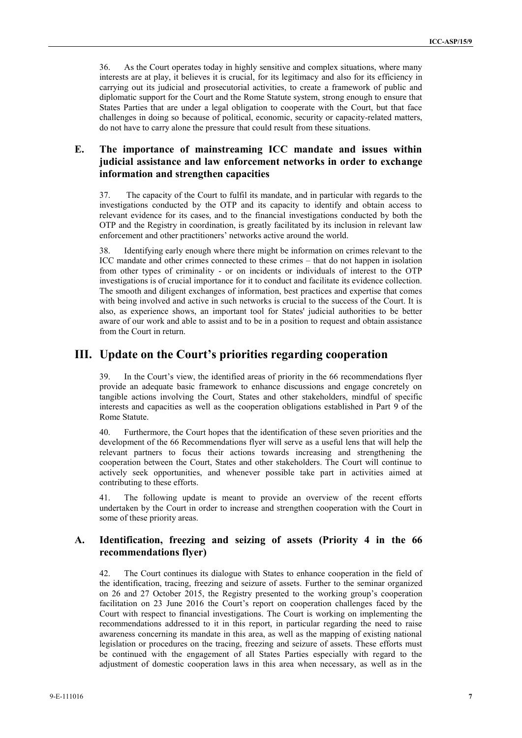36. As the Court operates today in highly sensitive and complex situations, where many interests are at play, it believes it is crucial, for its legitimacy and also for its efficiency in carrying out its judicial and prosecutorial activities, to create a framework of public and diplomatic support for the Court and the Rome Statute system, strong enough to ensure that States Parties that are under a legal obligation to cooperate with the Court, but that face challenges in doing so because of political, economic, security or capacity-related matters, do not have to carry alone the pressure that could result from these situations.

## E. The importance of mainstreaming ICC mandate and issues within judicial assistance and law enforcement networks in order to exchange information and strengthen capacities

37. The capacity of the Court to fulfil its mandate, and in particular with regards to the investigations conducted by the OTP and its capacity to identify and obtain access to relevant evidence for its cases, and to the financial investigations conducted by both the OTP and the Registry in coordination, is greatly facilitated by its inclusion in relevant law enforcement and other practitioners' networks active around the world.

38. Identifying early enough where there might be information on crimes relevant to the ICC mandate and other crimes connected to these crimes – that do not happen in isolation from other types of criminality - or on incidents or individuals of interest to the OTP investigations is of crucial importance for it to conduct and facilitate its evidence collection. The smooth and diligent exchanges of information, best practices and expertise that comes with being involved and active in such networks is crucial to the success of the Court. It is also, as experience shows, an important tool for States' judicial authorities to be better aware of our work and able to assist and to be in a position to request and obtain assistance from the Court in return.

# III. Update on the Court's priorities regarding cooperation

39. In the Court's view, the identified areas of priority in the 66 recommendations flyer provide an adequate basic framework to enhance discussions and engage concretely on tangible actions involving the Court, States and other stakeholders, mindful of specific interests and capacities as well as the cooperation obligations established in Part 9 of the Rome Statute.

40. Furthermore, the Court hopes that the identification of these seven priorities and the development of the 66 Recommendations flyer will serve as a useful lens that will help the relevant partners to focus their actions towards increasing and strengthening the cooperation between the Court, States and other stakeholders. The Court will continue to actively seek opportunities, and whenever possible take part in activities aimed at contributing to these efforts.

41. The following update is meant to provide an overview of the recent efforts undertaken by the Court in order to increase and strengthen cooperation with the Court in some of these priority areas.

## A. Identification, freezing and seizing of assets (Priority 4 in the 66 recommendations flyer)

42. The Court continues its dialogue with States to enhance cooperation in the field of the identification, tracing, freezing and seizure of assets. Further to the seminar organized on 26 and 27 October 2015, the Registry presented to the working group's cooperation facilitation on 23 June 2016 the Court's report on cooperation challenges faced by the Court with respect to financial investigations. The Court is working on implementing the recommendations addressed to it in this report, in particular regarding the need to raise awareness concerning its mandate in this area, as well as the mapping of existing national legislation or procedures on the tracing, freezing and seizure of assets. These efforts must be continued with the engagement of all States Parties especially with regard to the adjustment of domestic cooperation laws in this area when necessary, as well as in the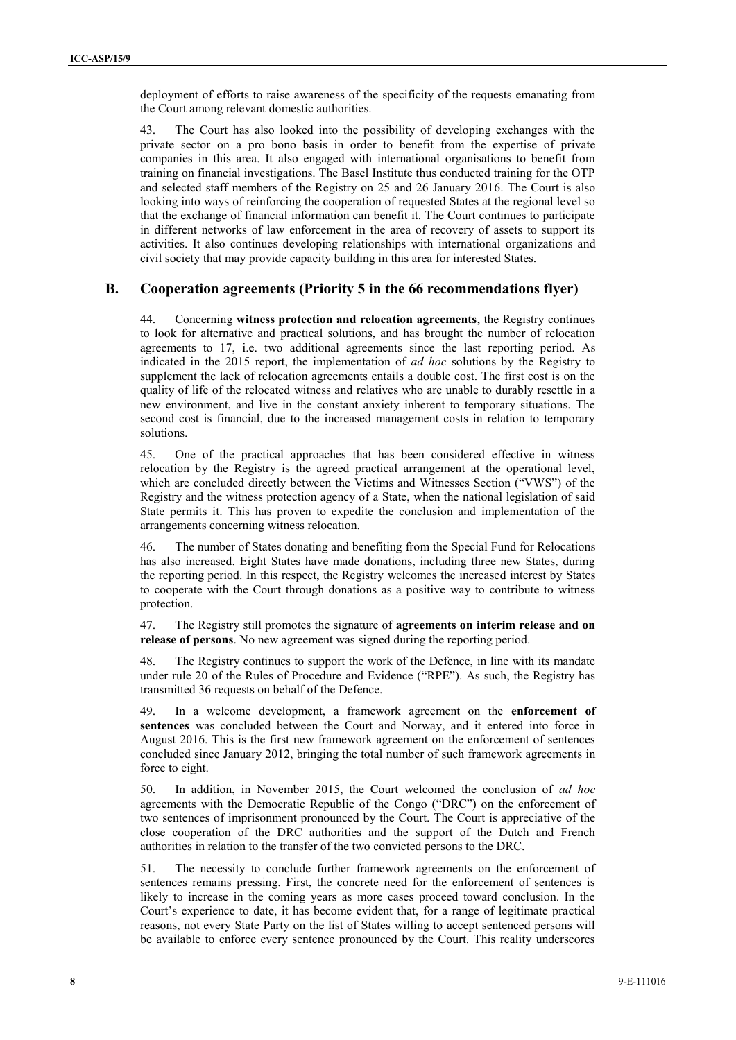deployment of efforts to raise awareness of the specificity of the requests emanating from the Court among relevant domestic authorities.

43. The Court has also looked into the possibility of developing exchanges with the private sector on a pro bono basis in order to benefit from the expertise of private companies in this area. It also engaged with international organisations to benefit from training on financial investigations. The Basel Institute thus conducted training for the OTP and selected staff members of the Registry on 25 and 26 January 2016. The Court is also looking into ways of reinforcing the cooperation of requested States at the regional level so that the exchange of financial information can benefit it. The Court continues to participate in different networks of law enforcement in the area of recovery of assets to support its activities. It also continues developing relationships with international organizations and civil society that may provide capacity building in this area for interested States.

## B. Cooperation agreements (Priority 5 in the 66 recommendations flyer)

44. Concerning **witness protection and relocation agreements**, the Registry continues to look for alternative and practical solutions, and has brought the number of relocation agreements to 17, i.e. two additional agreements since the last reporting period. As indicated in the 2015 report, the implementation of *ad hoc* solutions by the Registry to supplement the lack of relocation agreements entails a double cost. The first cost is on the quality of life of the relocated witness and relatives who are unable to durably resettle in a new environment, and live in the constant anxiety inherent to temporary situations. The second cost is financial, due to the increased management costs in relation to temporary solutions.

45. One of the practical approaches that has been considered effective in witness relocation by the Registry is the agreed practical arrangement at the operational level, which are concluded directly between the Victims and Witnesses Section ("VWS") of the Registry and the witness protection agency of a State, when the national legislation of said State permits it. This has proven to expedite the conclusion and implementation of the arrangements concerning witness relocation.

46. The number of States donating and benefiting from the Special Fund for Relocations has also increased. Eight States have made donations, including three new States, during the reporting period. In this respect, the Registry welcomes the increased interest by States to cooperate with the Court through donations as a positive way to contribute to witness protection.

47. The Registry still promotes the signature of **agreements on interim release and on release of persons**. No new agreement was signed during the reporting period.

48. The Registry continues to support the work of the Defence, in line with its mandate under rule 20 of the Rules of Procedure and Evidence ("RPE"). As such, the Registry has transmitted 36 requests on behalf of the Defence.

49. In a welcome development, a framework agreement on the **enforcement of sentences** was concluded between the Court and Norway, and it entered into force in August 2016. This is the first new framework agreement on the enforcement of sentences concluded since January 2012, bringing the total number of such framework agreements in force to eight.

50. In addition, in November 2015, the Court welcomed the conclusion of *ad hoc* agreements with the Democratic Republic of the Congo ("DRC") on the enforcement of two sentences of imprisonment pronounced by the Court. The Court is appreciative of the close cooperation of the DRC authorities and the support of the Dutch and French authorities in relation to the transfer of the two convicted persons to the DRC.

51. The necessity to conclude further framework agreements on the enforcement of sentences remains pressing. First, the concrete need for the enforcement of sentences is likely to increase in the coming years as more cases proceed toward conclusion. In the Court's experience to date, it has become evident that, for a range of legitimate practical reasons, not every State Party on the list of States willing to accept sentenced persons will be available to enforce every sentence pronounced by the Court. This reality underscores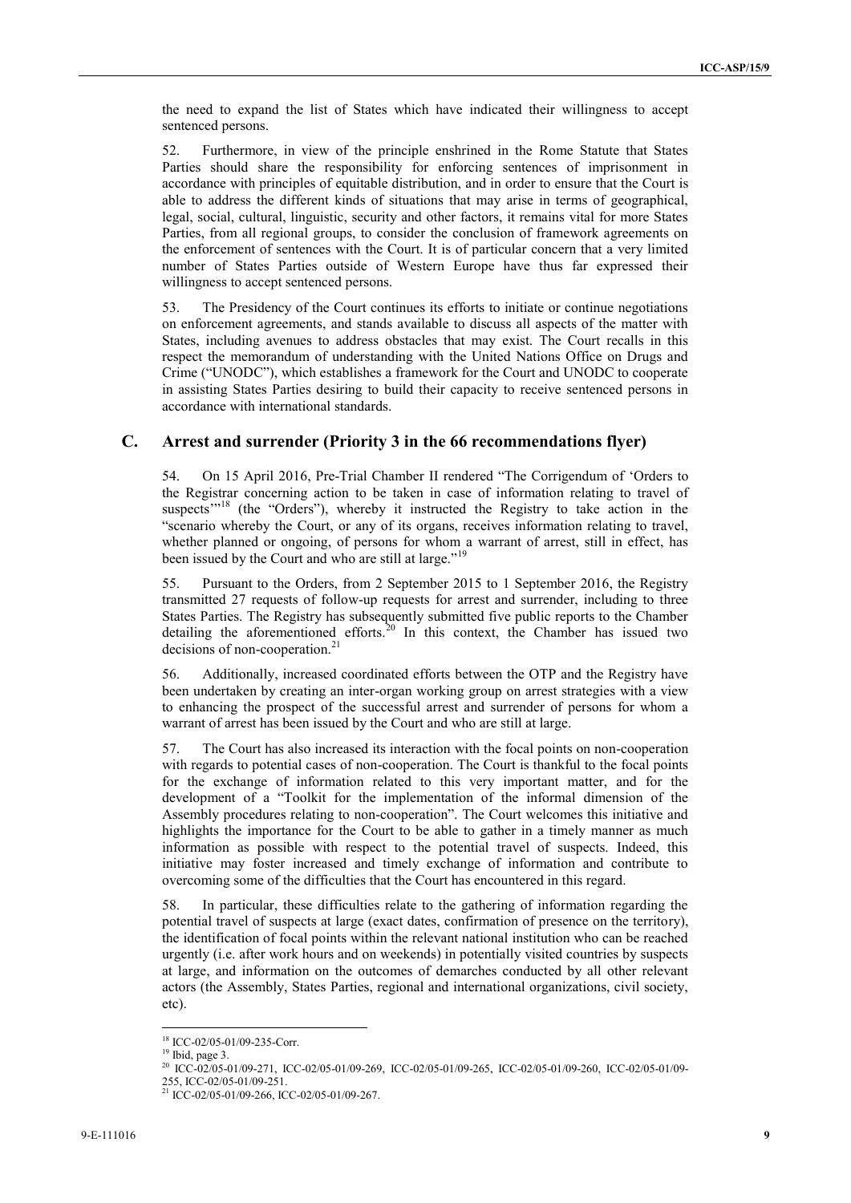the need to expand the list of States which have indicated their willingness to accept sentenced persons.

52. Furthermore, in view of the principle enshrined in the Rome Statute that States Parties should share the responsibility for enforcing sentences of imprisonment in accordance with principles of equitable distribution, and in order to ensure that the Court is able to address the different kinds of situations that may arise in terms of geographical, legal, social, cultural, linguistic, security and other factors, it remains vital for more States Parties, from all regional groups, to consider the conclusion of framework agreements on the enforcement of sentences with the Court. It is of particular concern that a very limited number of States Parties outside of Western Europe have thus far expressed their willingness to accept sentenced persons.

53. The Presidency of the Court continues its efforts to initiate or continue negotiations on enforcement agreements, and stands available to discuss all aspects of the matter with States, including avenues to address obstacles that may exist. The Court recalls in this respect the memorandum of understanding with the United Nations Office on Drugs and Crime ("UNODC"), which establishes a framework for the Court and UNODC to cooperate in assisting States Parties desiring to build their capacity to receive sentenced persons in accordance with international standards.

## C. Arrest and surrender (Priority 3 in the 66 recommendations flyer)

54. On 15 April 2016, Pre-Trial Chamber II rendered "The Corrigendum of 'Orders to the Registrar concerning action to be taken in case of information relating to travel of suspects'"[18] (the "Orders"), whereby it instructed the Registry to take action in the "scenario whereby the Court, or any of its organs, receives information relating to travel, whether planned or ongoing, of persons for whom a warrant of arrest, still in effect, has been issued by the Court and who are still at large."[19]

55. Pursuant to the Orders, from 2 September 2015 to 1 September 2016, the Registry transmitted 27 requests of follow-up requests for arrest and surrender, including to three States Parties. The Registry has subsequently submitted five public reports to the Chamber detailing the aforementioned efforts.[20] In this context, the Chamber has issued two decisions of non-cooperation.[21]

56. Additionally, increased coordinated efforts between the OTP and the Registry have been undertaken by creating an inter-organ working group on arrest strategies with a view to enhancing the prospect of the successful arrest and surrender of persons for whom a warrant of arrest has been issued by the Court and who are still at large.

57. The Court has also increased its interaction with the focal points on non-cooperation with regards to potential cases of non-cooperation. The Court is thankful to the focal points for the exchange of information related to this very important matter, and for the development of a "Toolkit for the implementation of the informal dimension of the Assembly procedures relating to non-cooperation". The Court welcomes this initiative and highlights the importance for the Court to be able to gather in a timely manner as much information as possible with respect to the potential travel of suspects. Indeed, this initiative may foster increased and timely exchange of information and contribute to overcoming some of the difficulties that the Court has encountered in this regard.

58. In particular, these difficulties relate to the gathering of information regarding the potential travel of suspects at large (exact dates, confirmation of presence on the territory), the identification of focal points within the relevant national institution who can be reached urgently (i.e. after work hours and on weekends) in potentially visited countries by suspects at large, and information on the outcomes of demarches conducted by all other relevant actors (the Assembly, States Parties, regional and international organizations, civil society, etc).

---

[18] ICC-02/05-01/09-235-Corr.

[19] Ibid, page 3.

[20] ICC-02/05-01/09-271, ICC-02/05-01/09-269, ICC-02/05-01/09-265, ICC-02/05-01/09-260, ICC-02/05-01/09-255, ICC-02/05-01/09-251.

[21] ICC-02/05-01/09-266, ICC-02/05-01/09-267.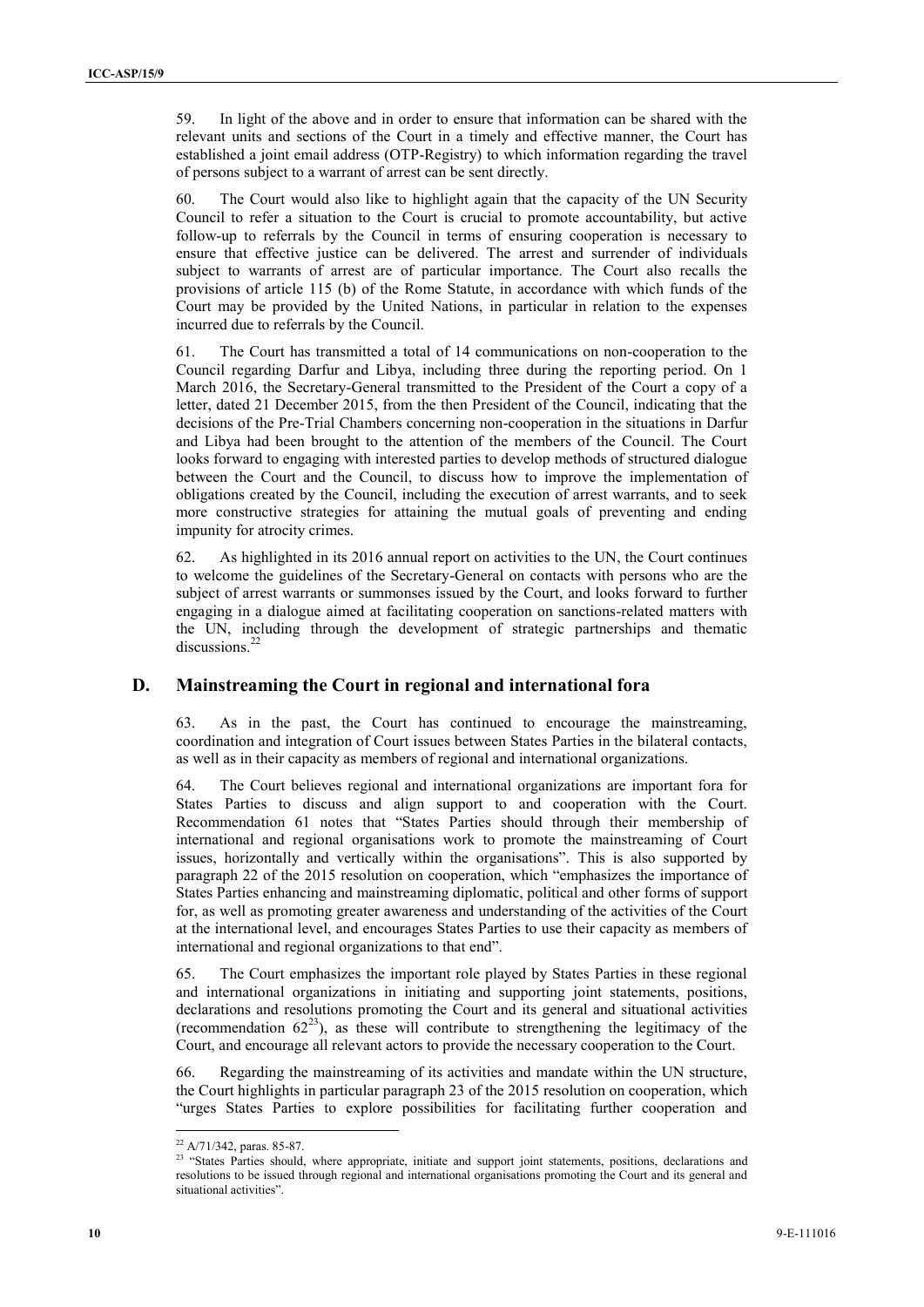59. In light of the above and in order to ensure that information can be shared with the relevant units and sections of the Court in a timely and effective manner, the Court has established a joint email address (OTP-Registry) to which information regarding the travel of persons subject to a warrant of arrest can be sent directly.

60. The Court would also like to highlight again that the capacity of the UN Security Council to refer a situation to the Court is crucial to promote accountability, but active follow-up to referrals by the Council in terms of ensuring cooperation is necessary to ensure that effective justice can be delivered. The arrest and surrender of individuals subject to warrants of arrest are of particular importance. The Court also recalls the provisions of article 115 (b) of the Rome Statute, in accordance with which funds of the Court may be provided by the United Nations, in particular in relation to the expenses incurred due to referrals by the Council.

61. The Court has transmitted a total of 14 communications on non-cooperation to the Council regarding Darfur and Libya, including three during the reporting period. On 1 March 2016, the Secretary-General transmitted to the President of the Court a copy of a letter, dated 21 December 2015, from the then President of the Council, indicating that the decisions of the Pre-Trial Chambers concerning non-cooperation in the situations in Darfur and Libya had been brought to the attention of the members of the Council. The Court looks forward to engaging with interested parties to develop methods of structured dialogue between the Court and the Council, to discuss how to improve the implementation of obligations created by the Council, including the execution of arrest warrants, and to seek more constructive strategies for attaining the mutual goals of preventing and ending impunity for atrocity crimes.

62. As highlighted in its 2016 annual report on activities to the UN, the Court continues to welcome the guidelines of the Secretary-General on contacts with persons who are the subject of arrest warrants or summonses issued by the Court, and looks forward to further engaging in a dialogue aimed at facilitating cooperation on sanctions-related matters with the UN, including through the development of strategic partnerships and thematic discussions.[22]

## D. Mainstreaming the Court in regional and international fora

63. As in the past, the Court has continued to encourage the mainstreaming, coordination and integration of Court issues between States Parties in the bilateral contacts, as well as in their capacity as members of regional and international organizations.

64. The Court believes regional and international organizations are important fora for States Parties to discuss and align support to and cooperation with the Court. Recommendation 61 notes that "States Parties should through their membership of international and regional organisations work to promote the mainstreaming of Court issues, horizontally and vertically within the organisations". This is also supported by paragraph 22 of the 2015 resolution on cooperation, which "emphasizes the importance of States Parties enhancing and mainstreaming diplomatic, political and other forms of support for, as well as promoting greater awareness and understanding of the activities of the Court at the international level, and encourages States Parties to use their capacity as members of international and regional organizations to that end".

65. The Court emphasizes the important role played by States Parties in these regional and international organizations in initiating and supporting joint statements, positions, declarations and resolutions promoting the Court and its general and situational activities (recommendation 62[23]), as these will contribute to strengthening the legitimacy of the Court, and encourage all relevant actors to provide the necessary cooperation to the Court.

66. Regarding the mainstreaming of its activities and mandate within the UN structure, the Court highlights in particular paragraph 23 of the 2015 resolution on cooperation, which "urges States Parties to explore possibilities for facilitating further cooperation and

---

[22] A/71/342, paras. 85-87.

[23] "States Parties should, where appropriate, initiate and support joint statements, positions, declarations and resolutions to be issued through regional and international organisations promoting the Court and its general and situational activities".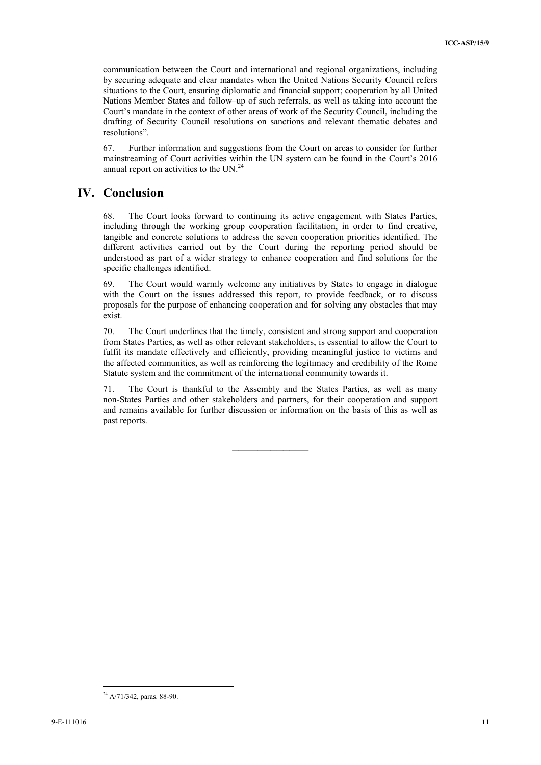communication between the Court and international and regional organizations, including by securing adequate and clear mandates when the United Nations Security Council refers situations to the Court, ensuring diplomatic and financial support; cooperation by all United Nations Member States and follow–up of such referrals, as well as taking into account the Court's mandate in the context of other areas of work of the Security Council, including the drafting of Security Council resolutions on sanctions and relevant thematic debates and resolutions".

67. Further information and suggestions from the Court on areas to consider for further mainstreaming of Court activities within the UN system can be found in the Court's 2016 annual report on activities to the UN.[24]

# IV. Conclusion

68. The Court looks forward to continuing its active engagement with States Parties, including through the working group cooperation facilitation, in order to find creative, tangible and concrete solutions to address the seven cooperation priorities identified. The different activities carried out by the Court during the reporting period should be understood as part of a wider strategy to enhance cooperation and find solutions for the specific challenges identified.

69. The Court would warmly welcome any initiatives by States to engage in dialogue with the Court on the issues addressed this report, to provide feedback, or to discuss proposals for the purpose of enhancing cooperation and for solving any obstacles that may exist.

70. The Court underlines that the timely, consistent and strong support and cooperation from States Parties, as well as other relevant stakeholders, is essential to allow the Court to fulfil its mandate effectively and efficiently, providing meaningful justice to victims and the affected communities, as well as reinforcing the legitimacy and credibility of the Rome Statute system and the commitment of the international community towards it.

71. The Court is thankful to the Assembly and the States Parties, as well as many non-States Parties and other stakeholders and partners, for their cooperation and support and remains available for further discussion or information on the basis of this as well as past reports.

---

[24] A/71/342, paras. 88-90.